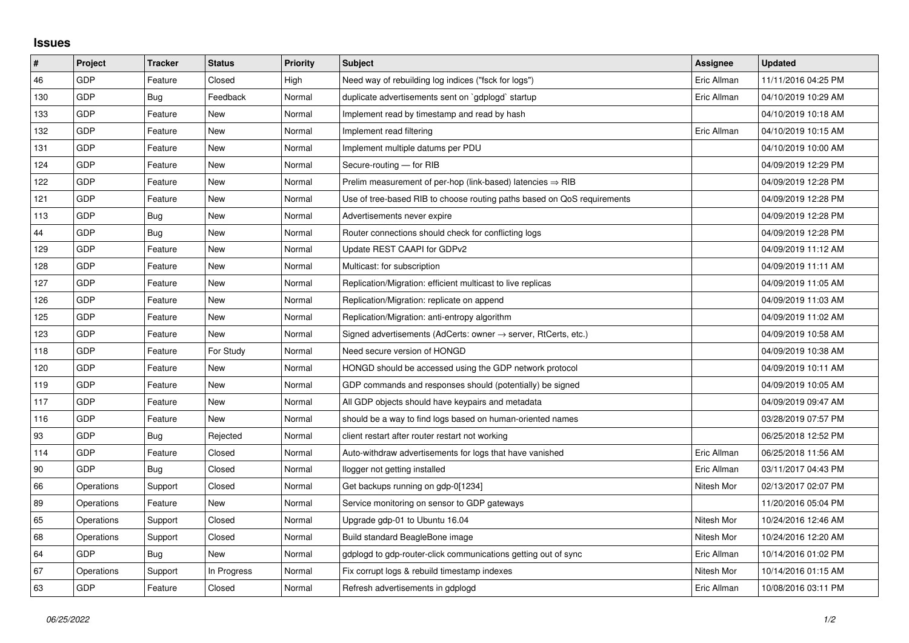# Issues

| # | Project | Tracker | Status | Priority | Subject | Assignee | Updated |
|---|---|---|---|---|---|---|---|
| 46 | GDP | Feature | Closed | High | Need way of rebuilding log indices ("fsck for logs") | Eric Allman | 11/11/2016 04:25 PM |
| 130 | GDP | Bug | Feedback | Normal | duplicate advertisements sent on `gdplogd` startup | Eric Allman | 04/10/2019 10:29 AM |
| 133 | GDP | Feature | New | Normal | Implement read by timestamp and read by hash | | 04/10/2019 10:18 AM |
| 132 | GDP | Feature | New | Normal | Implement read filtering | Eric Allman | 04/10/2019 10:15 AM |
| 131 | GDP | Feature | New | Normal | Implement multiple datums per PDU | | 04/10/2019 10:00 AM |
| 124 | GDP | Feature | New | Normal | Secure-routing — for RIB | | 04/09/2019 12:29 PM |
| 122 | GDP | Feature | New | Normal | Prelim measurement of per-hop (link-based) latencies ⇒ RIB | | 04/09/2019 12:28 PM |
| 121 | GDP | Feature | New | Normal | Use of tree-based RIB to choose routing paths based on QoS requirements | | 04/09/2019 12:28 PM |
| 113 | GDP | Bug | New | Normal | Advertisements never expire | | 04/09/2019 12:28 PM |
| 44 | GDP | Bug | New | Normal | Router connections should check for conflicting logs | | 04/09/2019 12:28 PM |
| 129 | GDP | Feature | New | Normal | Update REST CAAPI for GDPv2 | | 04/09/2019 11:12 AM |
| 128 | GDP | Feature | New | Normal | Multicast: for subscription | | 04/09/2019 11:11 AM |
| 127 | GDP | Feature | New | Normal | Replication/Migration: efficient multicast to live replicas | | 04/09/2019 11:05 AM |
| 126 | GDP | Feature | New | Normal | Replication/Migration: replicate on append | | 04/09/2019 11:03 AM |
| 125 | GDP | Feature | New | Normal | Replication/Migration: anti-entropy algorithm | | 04/09/2019 11:02 AM |
| 123 | GDP | Feature | New | Normal | Signed advertisements (AdCerts: owner → server, RtCerts, etc.) | | 04/09/2019 10:58 AM |
| 118 | GDP | Feature | For Study | Normal | Need secure version of HONGD | | 04/09/2019 10:38 AM |
| 120 | GDP | Feature | New | Normal | HONGD should be accessed using the GDP network protocol | | 04/09/2019 10:11 AM |
| 119 | GDP | Feature | New | Normal | GDP commands and responses should (potentially) be signed | | 04/09/2019 10:05 AM |
| 117 | GDP | Feature | New | Normal | All GDP objects should have keypairs and metadata | | 04/09/2019 09:47 AM |
| 116 | GDP | Feature | New | Normal | should be a way to find logs based on human-oriented names | | 03/28/2019 07:57 PM |
| 93 | GDP | Bug | Rejected | Normal | client restart after router restart not working | | 06/25/2018 12:52 PM |
| 114 | GDP | Feature | Closed | Normal | Auto-withdraw advertisements for logs that have vanished | Eric Allman | 06/25/2018 11:56 AM |
| 90 | GDP | Bug | Closed | Normal | llogger not getting installed | Eric Allman | 03/11/2017 04:43 PM |
| 66 | Operations | Support | Closed | Normal | Get backups running on gdp-0[1234] | Nitesh Mor | 02/13/2017 02:07 PM |
| 89 | Operations | Feature | New | Normal | Service monitoring on sensor to GDP gateways | | 11/20/2016 05:04 PM |
| 65 | Operations | Support | Closed | Normal | Upgrade gdp-01 to Ubuntu 16.04 | Nitesh Mor | 10/24/2016 12:46 AM |
| 68 | Operations | Support | Closed | Normal | Build standard BeagleBone image | Nitesh Mor | 10/24/2016 12:20 AM |
| 64 | GDP | Bug | New | Normal | gdplogd to gdp-router-click communications getting out of sync | Eric Allman | 10/14/2016 01:02 PM |
| 67 | Operations | Support | In Progress | Normal | Fix corrupt logs & rebuild timestamp indexes | Nitesh Mor | 10/14/2016 01:15 AM |
| 63 | GDP | Feature | Closed | Normal | Refresh advertisements in gdplogd | Eric Allman | 10/08/2016 03:11 PM |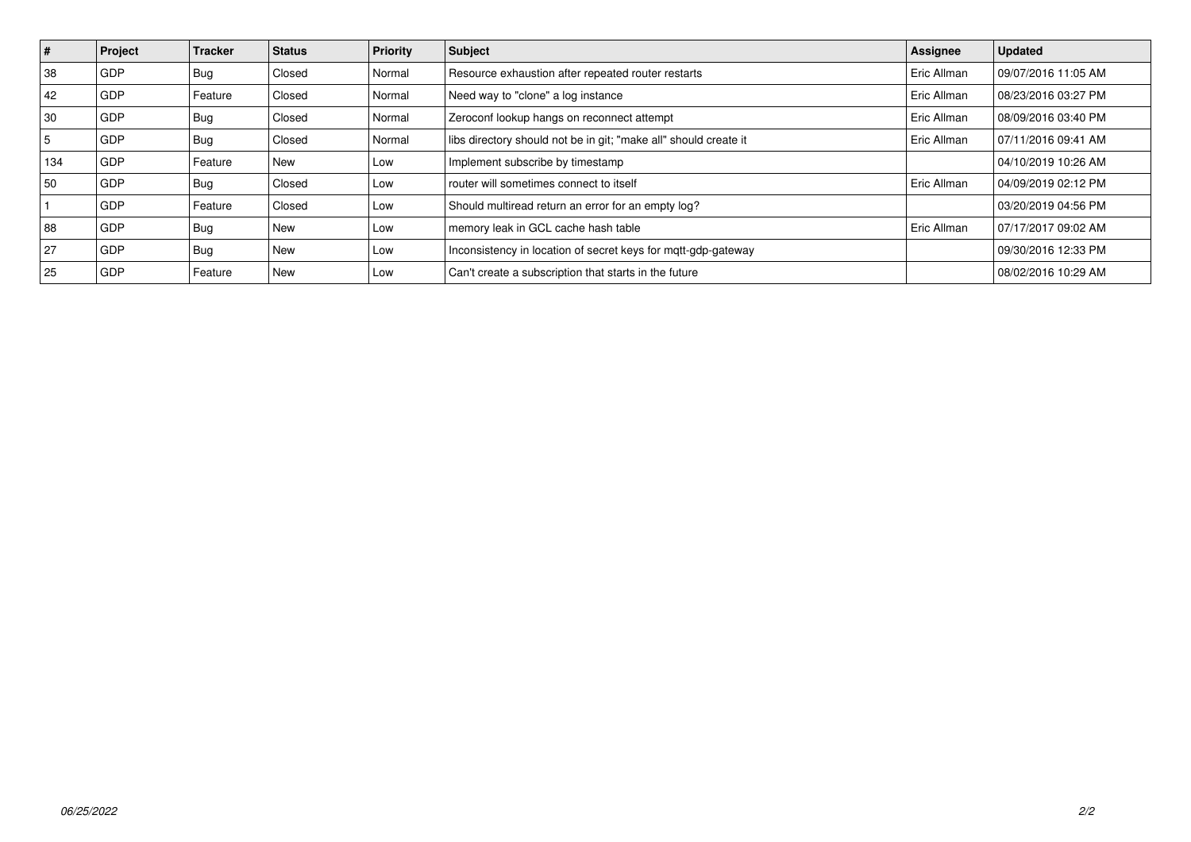| # | Project | Tracker | Status | Priority | Subject | Assignee | Updated |
|---|---|---|---|---|---|---|---|
| 38 | GDP | Bug | Closed | Normal | Resource exhaustion after repeated router restarts | Eric Allman | 09/07/2016 11:05 AM |
| 42 | GDP | Feature | Closed | Normal | Need way to "clone" a log instance | Eric Allman | 08/23/2016 03:27 PM |
| 30 | GDP | Bug | Closed | Normal | Zeroconf lookup hangs on reconnect attempt | Eric Allman | 08/09/2016 03:40 PM |
| 5 | GDP | Bug | Closed | Normal | libs directory should not be in git; "make all" should create it | Eric Allman | 07/11/2016 09:41 AM |
| 134 | GDP | Feature | New | Low | Implement subscribe by timestamp | | 04/10/2019 10:26 AM |
| 50 | GDP | Bug | Closed | Low | router will sometimes connect to itself | Eric Allman | 04/09/2019 02:12 PM |
| 1 | GDP | Feature | Closed | Low | Should multiread return an error for an empty log? | | 03/20/2019 04:56 PM |
| 88 | GDP | Bug | New | Low | memory leak in GCL cache hash table | Eric Allman | 07/17/2017 09:02 AM |
| 27 | GDP | Bug | New | Low | Inconsistency in location of secret keys for mqtt-gdp-gateway | | 09/30/2016 12:33 PM |
| 25 | GDP | Feature | New | Low | Can't create a subscription that starts in the future | | 08/02/2016 10:29 AM |